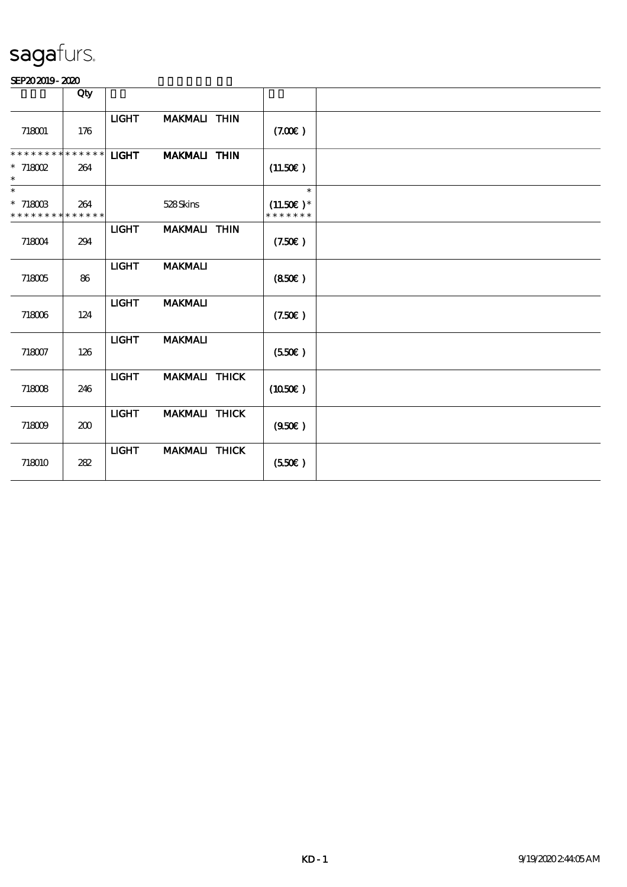sagafurs.

SEP20 2019 - 2020

| | Qty | | | | | |
|---|---|---|---|---|---|---|
| 718001 | 176 | LIGHT | MAKMALI | THIN | (7.00€ ) | |
| * * * * * * * * * * * * * * <br>* 718002<br>* | 264 | LIGHT | MAKMALI | THIN | (11.50€ ) | |
| *<br>* 718003<br>* * * * * * * * * * * * * * | 264 | | 528 Skins | | *<br>(11.50€ )*<br>* * * * * * * | |
| 718004 | 294 | LIGHT | MAKMALI | THIN | (7.50€ ) | |
| 718005 | 86 | LIGHT | MAKMALI | | (8.50€ ) | |
| 718006 | 124 | LIGHT | MAKMALI | | (7.50€ ) | |
| 718007 | 126 | LIGHT | MAKMALI | | (5.50€ ) | |
| 718008 | 246 | LIGHT | MAKMALI | THICK | (10.50€ ) | |
| 718009 | 200 | LIGHT | MAKMALI | THICK | (9.50€ ) | |
| 718010 | 282 | LIGHT | MAKMALI | THICK | (5.50€ ) | |

KD - 1 9/19/2020 2:44:05 AM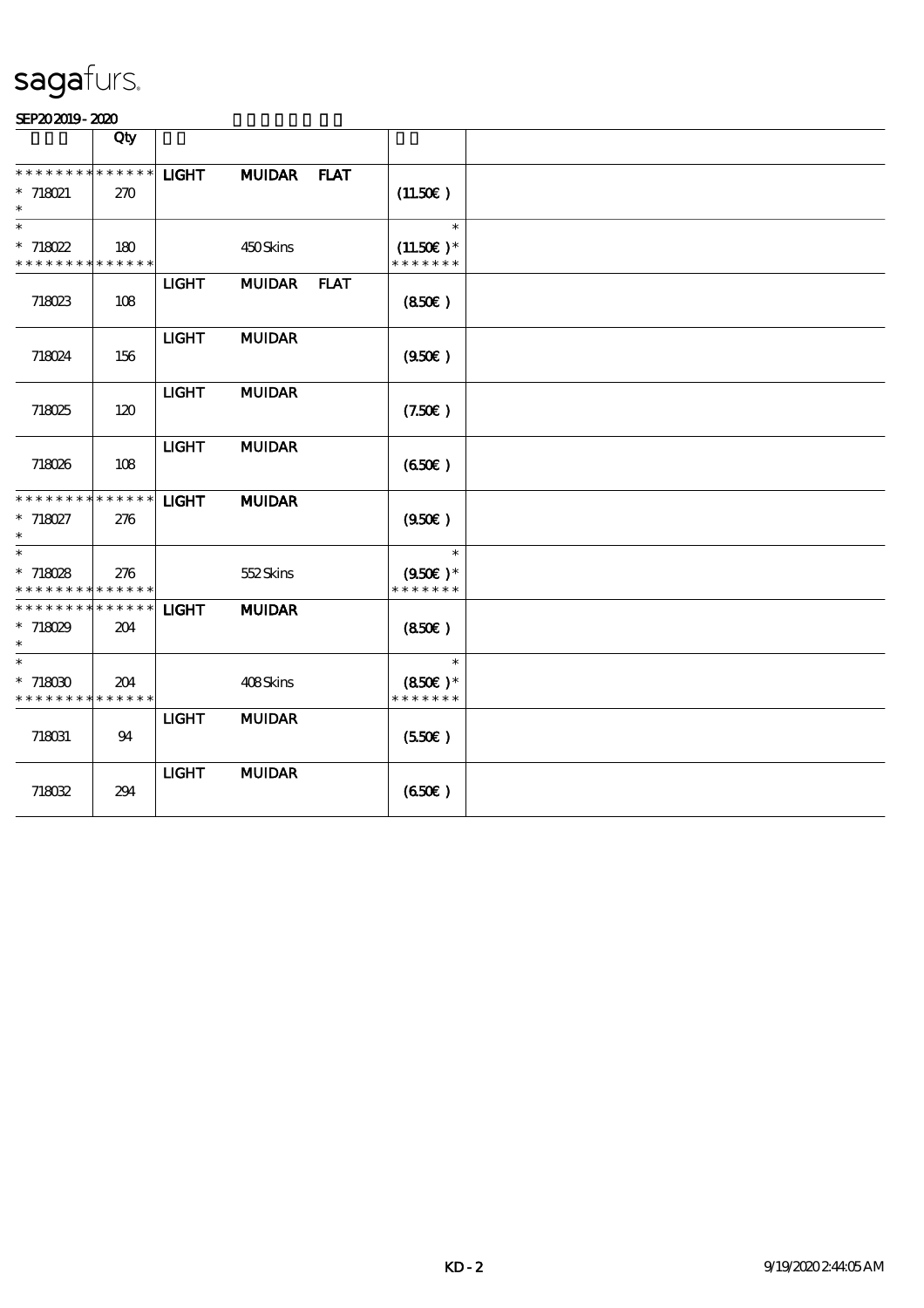# sagafurs.

SEP20 2019 - 2020

| | Qty | | | | | |
|---|---|---|---|---|---|---|
| * * * * * * * * * * * * * * | | LIGHT | MUIDAR | FLAT | | |
| * 718021 | 270 | | | | (11.50€ ) | |
| * | | | | | | |
| * | | | | | * | |
| * 718022 | 180 | | 450 Skins | | (11.50€ )* | |
| * * * * * * * * * * * * * * | | | | | * * * * * * * | |
| | | LIGHT | MUIDAR | FLAT | | |
| 718023 | 108 | | | | (8.50€ ) | |
| | | LIGHT | MUIDAR | | | |
| 718024 | 156 | | | | (9.50€ ) | |
| | | LIGHT | MUIDAR | | | |
| 718025 | 120 | | | | (7.50€ ) | |
| | | LIGHT | MUIDAR | | | |
| 718026 | 108 | | | | (6.50€ ) | |
| * * * * * * * * * * * * * * | | LIGHT | MUIDAR | | | |
| * 718027 | 276 | | | | (9.50€ ) | |
| * | | | | | | |
| * | | | | | * | |
| * 718028 | 276 | | 552 Skins | | (9.50€ )* | |
| * * * * * * * * * * * * * * | | | | | * * * * * * * | |
| * * * * * * * * * * * * * * | | LIGHT | MUIDAR | | | |
| * 718029 | 204 | | | | (8.50€ ) | |
| * | | | | | | |
| * | | | | | * | |
| * 718030 | 204 | | 408 Skins | | (8.50€ )* | |
| * * * * * * * * * * * * * * | | | | | * * * * * * * | |
| | | LIGHT | MUIDAR | | | |
| 718031 | 94 | | | | (5.50€ ) | |
| | | LIGHT | MUIDAR | | | |
| 718032 | 294 | | | | (6.50€ ) | |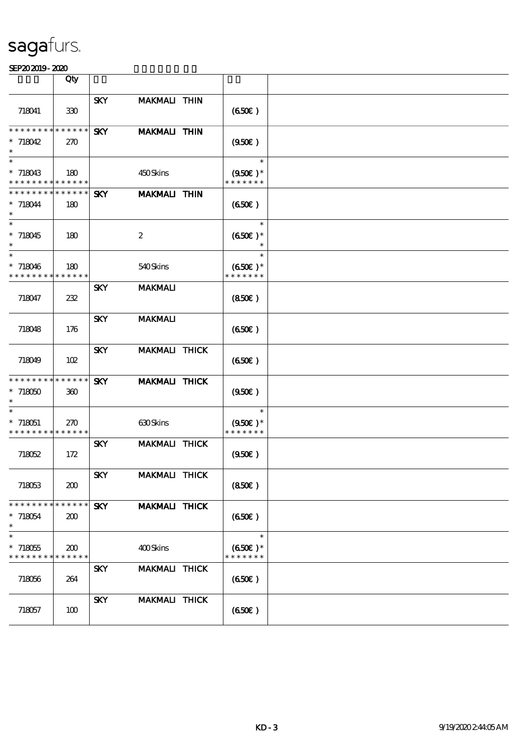sagafurs.

SEP20 2019 - 2020

| | Qty | | | | |
|---|---|---|---|---|---|
| 718041 | 330 | SKY MAKMALI THIN | | (6.50€) | |
| * * * * * * * * * * * * * * 718042 * | 270 | SKY MAKMALI THIN | | (9.50€) | |
| * * 718043 * * * * * * * * * * * * * | 180 | | 450 Skins | * (9.50€) * * * * * * * * | |
| * * * * * * * * * * * * * * 718044 * | 180 | SKY MAKMALI THIN | | (6.50€) | |
| * * 718045 * | 180 | | 2 | * (6.50€) * * | |
| * * 718046 * * * * * * * * * * * * * | 180 | | 540 Skins | * (6.50€) * * * * * * * * | |
| 718047 | 232 | SKY MAKMALI | | (8.50€) | |
| 718048 | 176 | SKY MAKMALI | | (6.50€) | |
| 718049 | 102 | SKY MAKMALI THICK | | (6.50€) | |
| * * * * * * * * * * * * * * 718050 * | 360 | SKY MAKMALI THICK | | (9.50€) | |
| * * 718051 * * * * * * * * * * * * * | 270 | | 630 Skins | * (9.50€) * * * * * * * * | |
| 718052 | 172 | SKY MAKMALI THICK | | (9.50€) | |
| 718053 | 200 | SKY MAKMALI THICK | | (8.50€) | |
| * * * * * * * * * * * * * * 718054 * | 200 | SKY MAKMALI THICK | | (6.50€) | |
| * * 718055 * * * * * * * * * * * * * | 200 | | 400 Skins | * (6.50€) * * * * * * * * | |
| 718056 | 264 | SKY MAKMALI THICK | | (6.50€) | |
| 718057 | 100 | SKY MAKMALI THICK | | (6.50€) | |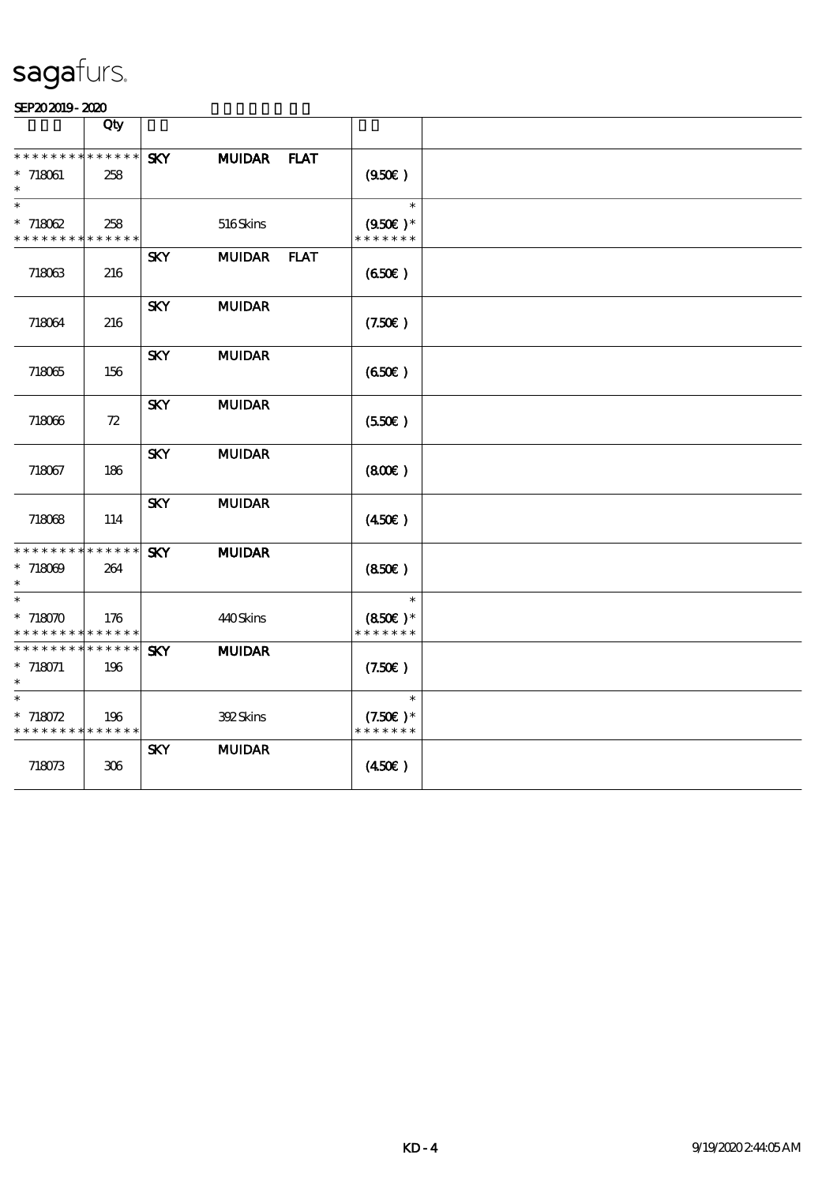# sagafurs.

SEP20 2019 - 2020

| | Qty | | | | | |
|---|---|---|---|---|---|---|
| * * * * * * * * * * * * * * | | SKY | MUIDAR | FLAT | | |
| * 718061 | 258 | | | | (9.50€ ) | |
| * | | | | | | |
| * | | | | | * | |
| * 718062 | 258 | | 516 Skins | | (9.50€ )* | |
| * * * * * * * * * * * * * * | | | | | * * * * * * * | |
| | | SKY | MUIDAR | FLAT | | |
| 718063 | 216 | | | | (6.50€ ) | |
| | | SKY | MUIDAR | | | |
| 718064 | 216 | | | | (7.50€ ) | |
| | | SKY | MUIDAR | | | |
| 718065 | 156 | | | | (6.50€ ) | |
| | | SKY | MUIDAR | | | |
| 718066 | 72 | | | | (5.50€ ) | |
| | | SKY | MUIDAR | | | |
| 718067 | 186 | | | | (8.00€ ) | |
| | | SKY | MUIDAR | | | |
| 718068 | 114 | | | | (4.50€ ) | |
| * * * * * * * * * * * * * * | | SKY | MUIDAR | | | |
| * 718069 | 264 | | | | (8.50€ ) | |
| * | | | | | | |
| * | | | | | * | |
| * 718070 | 176 | | 440 Skins | | (8.50€ )* | |
| * * * * * * * * * * * * * * | | | | | * * * * * * * | |
| * * * * * * * * * * * * * * | | SKY | MUIDAR | | | |
| * 718071 | 196 | | | | (7.50€ ) | |
| * | | | | | | |
| * | | | | | * | |
| * 718072 | 196 | | 392 Skins | | (7.50€ )* | |
| * * * * * * * * * * * * * * | | | | | * * * * * * * | |
| | | SKY | MUIDAR | | | |
| 718073 | 306 | | | | (4.50€ ) | |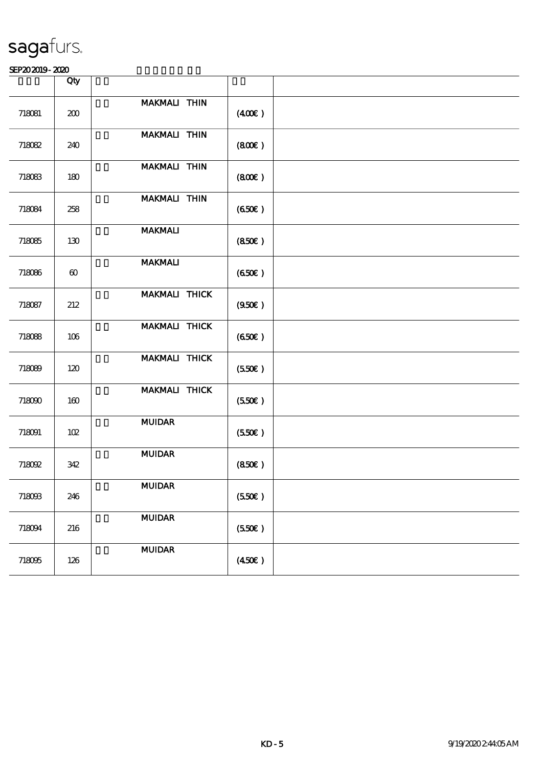sagafurs.

SEP20 2019 - 2020

|  | Qty |  |  |  |
|---|---|---|---|---|
| 718081 | 200 | MAKMALI THIN | (4.00€) |  |
| 718082 | 240 | MAKMALI THIN | (8.00€) |  |
| 718083 | 180 | MAKMALI THIN | (8.00€) |  |
| 718084 | 258 | MAKMALI THIN | (6.50€) |  |
| 718085 | 130 | MAKMALI | (8.50€) |  |
| 718086 | 60 | MAKMALI | (6.50€) |  |
| 718087 | 212 | MAKMALI THICK | (9.50€) |  |
| 718088 | 106 | MAKMALI THICK | (6.50€) |  |
| 718089 | 120 | MAKMALI THICK | (5.50€) |  |
| 718090 | 160 | MAKMALI THICK | (5.50€) |  |
| 718091 | 102 | MUIDAR | (5.50€) |  |
| 718092 | 342 | MUIDAR | (8.50€) |  |
| 718093 | 246 | MUIDAR | (5.50€) |  |
| 718094 | 216 | MUIDAR | (5.50€) |  |
| 718095 | 126 | MUIDAR | (4.50€) |  |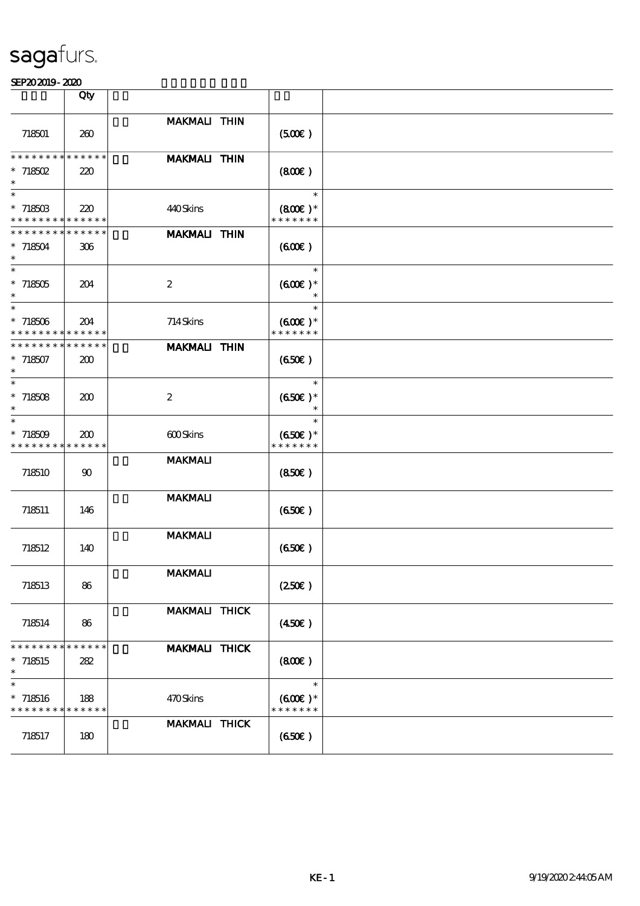sagafurs.

SEP20 2019 - 2020

| | Qty | | |
|---|---|---|---|
| 718501 | 260 | MAKMALI THIN | (5.00€) |
| * * * * * * * * * * * * * *<br>* 718502<br>* | 220 | MAKMALI THIN | (8.00€) |
| *<br>* 718503<br>* * * * * * * * * * * * * * | 220 | 440 Skins | *<br>(8.00€) *<br>* * * * * * * |
| * * * * * * * * * * * * * *<br>* 718504<br>* | 306 | MAKMALI THIN | (6.00€) |
| *<br>* 718505<br>* | 204 | 2 | *<br>(6.00€) *<br>* |
| *<br>* 718506<br>* * * * * * * * * * * * * * | 204 | 714 Skins | *<br>(6.00€) *<br>* * * * * * * |
| * * * * * * * * * * * * * *<br>* 718507<br>* | 200 | MAKMALI THIN | (6.50€) |
| *<br>* 718508<br>* | 200 | 2 | *<br>(6.50€) *<br>* |
| *<br>* 718509<br>* * * * * * * * * * * * * * | 200 | 600 Skins | *<br>(6.50€) *<br>* * * * * * * |
| 718510 | 90 | MAKMALI | (8.50€) |
| 718511 | 146 | MAKMALI | (6.50€) |
| 718512 | 140 | MAKMALI | (6.50€) |
| 718513 | 86 | MAKMALI | (2.50€) |
| 718514 | 86 | MAKMALI THICK | (4.50€) |
| * * * * * * * * * * * * * *<br>* 718515<br>* | 282 | MAKMALI THICK | (8.00€) |
| *<br>* 718516<br>* * * * * * * * * * * * * * | 188 | 470 Skins | *<br>(6.00€) *<br>* * * * * * * |
| 718517 | 180 | MAKMALI THICK | (6.50€) |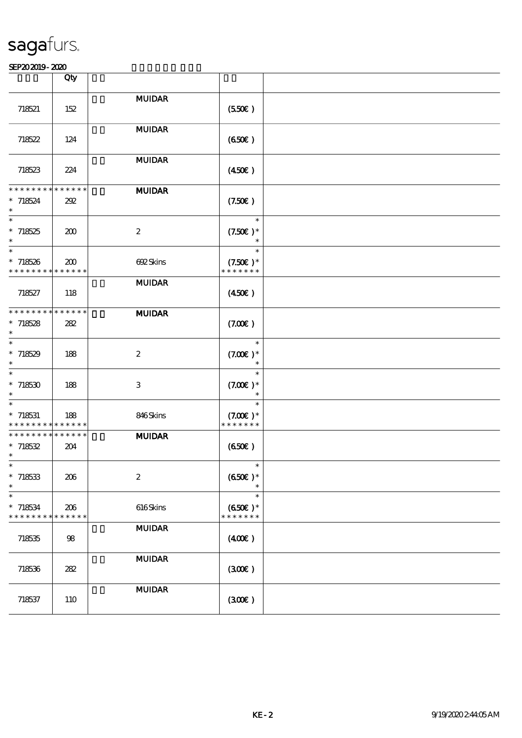sagafurs.

SEP20 2019 - 2020

| | Qty | | | |
|---|---|---|---|---|
| 718521 | 152 | MUIDAR | (5.50€ ) | |
| 718522 | 124 | MUIDAR | (6.50€ ) | |
| 718523 | 224 | MUIDAR | (4.50€ ) | |
| * * * * * * * * * * * * * * <br>* 718524<br>* | 292 | MUIDAR | (7.50€ ) | |
| *<br>* 718525<br>* | 200 | 2 | *<br>(7.50€ )*<br>* | |
| *<br>* 718526<br>* * * * * * * * * * * * * * | 200 | 692 Skins | *<br>(7.50€ )*<br>* * * * * * * | |
| 718527 | 118 | MUIDAR | (4.50€ ) | |
| * * * * * * * * * * * * * * <br>* 718528<br>* | 282 | MUIDAR | (7.00€ ) | |
| *<br>* 718529<br>* | 188 | 2 | *<br>(7.00€ )*<br>* | |
| *<br>* 718530<br>* | 188 | 3 | *<br>(7.00€ )*<br>* | |
| *<br>* 718531<br>* * * * * * * * * * * * * * | 188 | 846 Skins | *<br>(7.00€ )*<br>* * * * * * * | |
| * * * * * * * * * * * * * * <br>* 718532<br>* | 204 | MUIDAR | (6.50€ ) | |
| *<br>* 718533<br>* | 206 | 2 | *<br>(6.50€ )*<br>* | |
| *<br>* 718534<br>* * * * * * * * * * * * * * | 206 | 616 Skins | *<br>(6.50€ )*<br>* * * * * * * | |
| 718535 | 98 | MUIDAR | (4.00€ ) | |
| 718536 | 282 | MUIDAR | (3.00€ ) | |
| 718537 | 110 | MUIDAR | (3.00€ ) | |

KE - 2